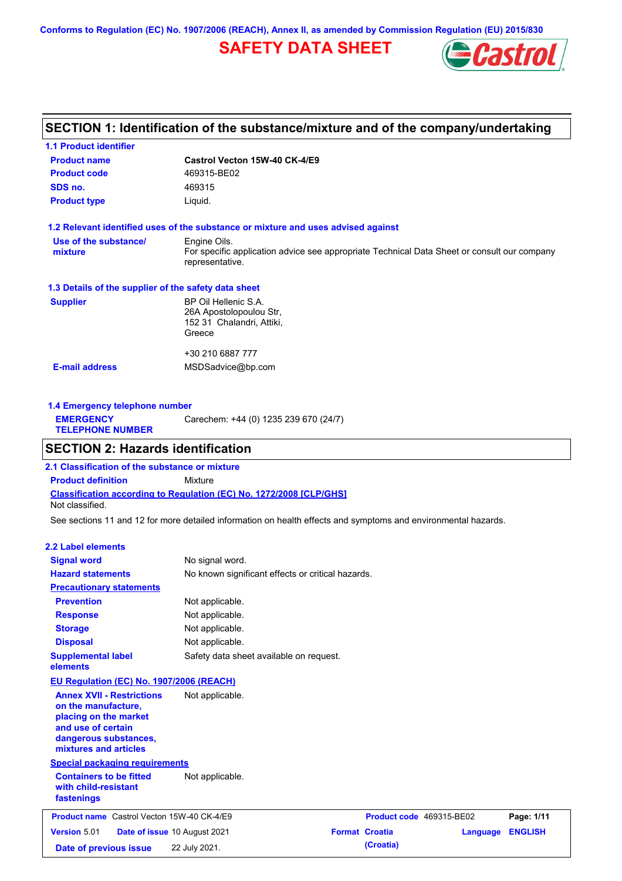Conforms to Regulation (EC) No. 1907/2006 (REACH), Annex II, as amended by Commission Regulation (EU) 2015/830

# SAFETY DATA SHEET

## SECTION 1: Identification of the substance/mixture and of the company/undertaking

### 1.1 Product identifier

**Product name** Castrol Vecton 15W-40 CK-4/E9

**Product code** 469315-BE02

**SDS no.** 469315

**Product type** Liquid.

### 1.2 Relevant identified uses of the substance or mixture and uses advised against

**Use of the substance/ mixture** Engine Oils.
For specific application advice see appropriate Technical Data Sheet or consult our company representative.

### 1.3 Details of the supplier of the safety data sheet

**Supplier** BP Oil Hellenic S.A.
26A Apostolopoulou Str,
152 31 Chalandri, Attiki,
Greece

+30 210 6887 777

**E-mail address** MSDSadvice@bp.com

### 1.4 Emergency telephone number

**EMERGENCY TELEPHONE NUMBER** Carechem: +44 (0) 1235 239 670 (24/7)

## SECTION 2: Hazards identification

### 2.1 Classification of the substance or mixture

**Product definition** Mixture

**Classification according to Regulation (EC) No. 1272/2008 [CLP/GHS]**

Not classified.

See sections 11 and 12 for more detailed information on health effects and symptoms and environmental hazards.

### 2.2 Label elements

**Signal word** No signal word.

**Hazard statements** No known significant effects or critical hazards.

**Precautionary statements**

**Prevention** Not applicable.

**Response** Not applicable.

**Storage** Not applicable.

**Disposal** Not applicable.

**Supplemental label elements** Safety data sheet available on request.

**EU Regulation (EC) No. 1907/2006 (REACH)**

**Annex XVII - Restrictions on the manufacture, placing on the market and use of certain dangerous substances, mixtures and articles** Not applicable.

**Special packaging requirements**

**Containers to be fitted with child-resistant fastenings** Not applicable.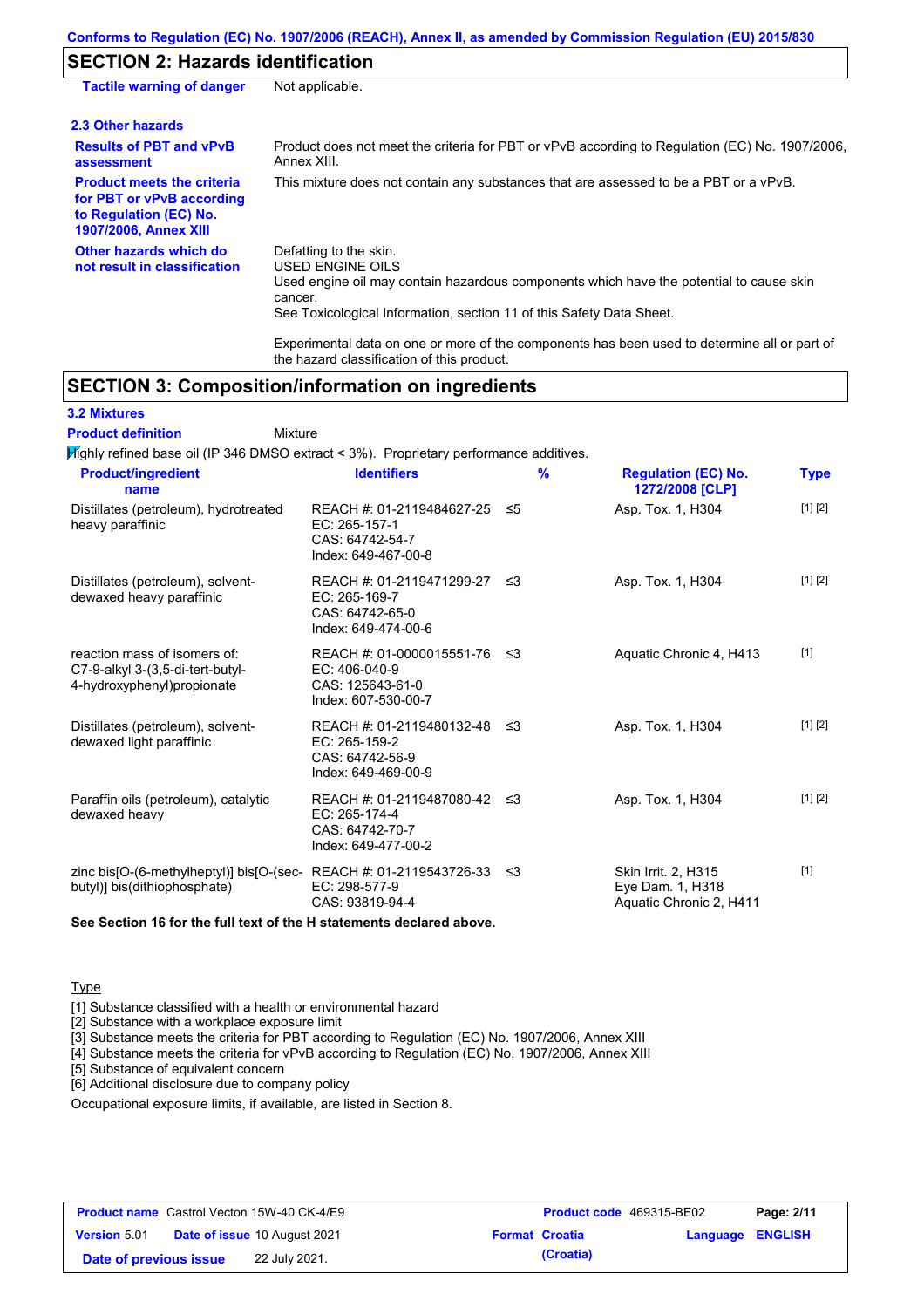## SECTION 2: Hazards identification

| | |
|---|---|
| **Tactile warning of danger** | Not applicable. |

### 2.3 Other hazards

| | |
|---|---|
| **Results of PBT and vPvB assessment** | Product does not meet the criteria for PBT or vPvB according to Regulation (EC) No. 1907/2006, Annex XIII. |
| **Product meets the criteria for PBT or vPvB according to Regulation (EC) No. 1907/2006, Annex XIII** | This mixture does not contain any substances that are assessed to be a PBT or a vPvB. |
| **Other hazards which do not result in classification** | Defatting to the skin.<br>USED ENGINE OILS<br>Used engine oil may contain hazardous components which have the potential to cause skin cancer.<br>See Toxicological Information, section 11 of this Safety Data Sheet.<br><br>Experimental data on one or more of the components has been used to determine all or part of the hazard classification of this product. |

## SECTION 3: Composition/information on ingredients

### 3.2 Mixtures

**Product definition** Mixture

Highly refined base oil (IP 346 DMSO extract < 3%). Proprietary performance additives.

| Product/ingredient name | Identifiers | % | Regulation (EC) No. 1272/2008 [CLP] | Type |
|---|---|---|---|---|
| Distillates (petroleum), hydrotreated heavy paraffinic | REACH #: 01-2119484627-25<br>EC: 265-157-1<br>CAS: 64742-54-7<br>Index: 649-467-00-8 | ≤5 | Asp. Tox. 1, H304 | [1] [2] |
| Distillates (petroleum), solvent-dewaxed heavy paraffinic | REACH #: 01-2119471299-27<br>EC: 265-169-7<br>CAS: 64742-65-0<br>Index: 649-474-00-6 | ≤3 | Asp. Tox. 1, H304 | [1] [2] |
| reaction mass of isomers of: C7-9-alkyl 3-(3,5-di-tert-butyl-4-hydroxyphenyl)propionate | REACH #: 01-0000015551-76<br>EC: 406-040-9<br>CAS: 125643-61-0<br>Index: 607-530-00-7 | ≤3 | Aquatic Chronic 4, H413 | [1] |
| Distillates (petroleum), solvent-dewaxed light paraffinic | REACH #: 01-2119480132-48<br>EC: 265-159-2<br>CAS: 64742-56-9<br>Index: 649-469-00-9 | ≤3 | Asp. Tox. 1, H304 | [1] [2] |
| Paraffin oils (petroleum), catalytic dewaxed heavy | REACH #: 01-2119487080-42<br>EC: 265-174-4<br>CAS: 64742-70-7<br>Index: 649-477-00-2 | ≤3 | Asp. Tox. 1, H304 | [1] [2] |
| zinc bis[O-(6-methylheptyl)] bis[O-(sec-butyl)] bis(dithiophosphate) | REACH #: 01-2119543726-33<br>EC: 298-577-9<br>CAS: 93819-94-4 | ≤3 | Skin Irrit. 2, H315<br>Eye Dam. 1, H318<br>Aquatic Chronic 2, H411 | [1] |

**See Section 16 for the full text of the H statements declared above.**

Type

[1] Substance classified with a health or environmental hazard
[2] Substance with a workplace exposure limit
[3] Substance meets the criteria for PBT according to Regulation (EC) No. 1907/2006, Annex XIII
[4] Substance meets the criteria for vPvB according to Regulation (EC) No. 1907/2006, Annex XIII
[5] Substance of equivalent concern
[6] Additional disclosure due to company policy

Occupational exposure limits, if available, are listed in Section 8.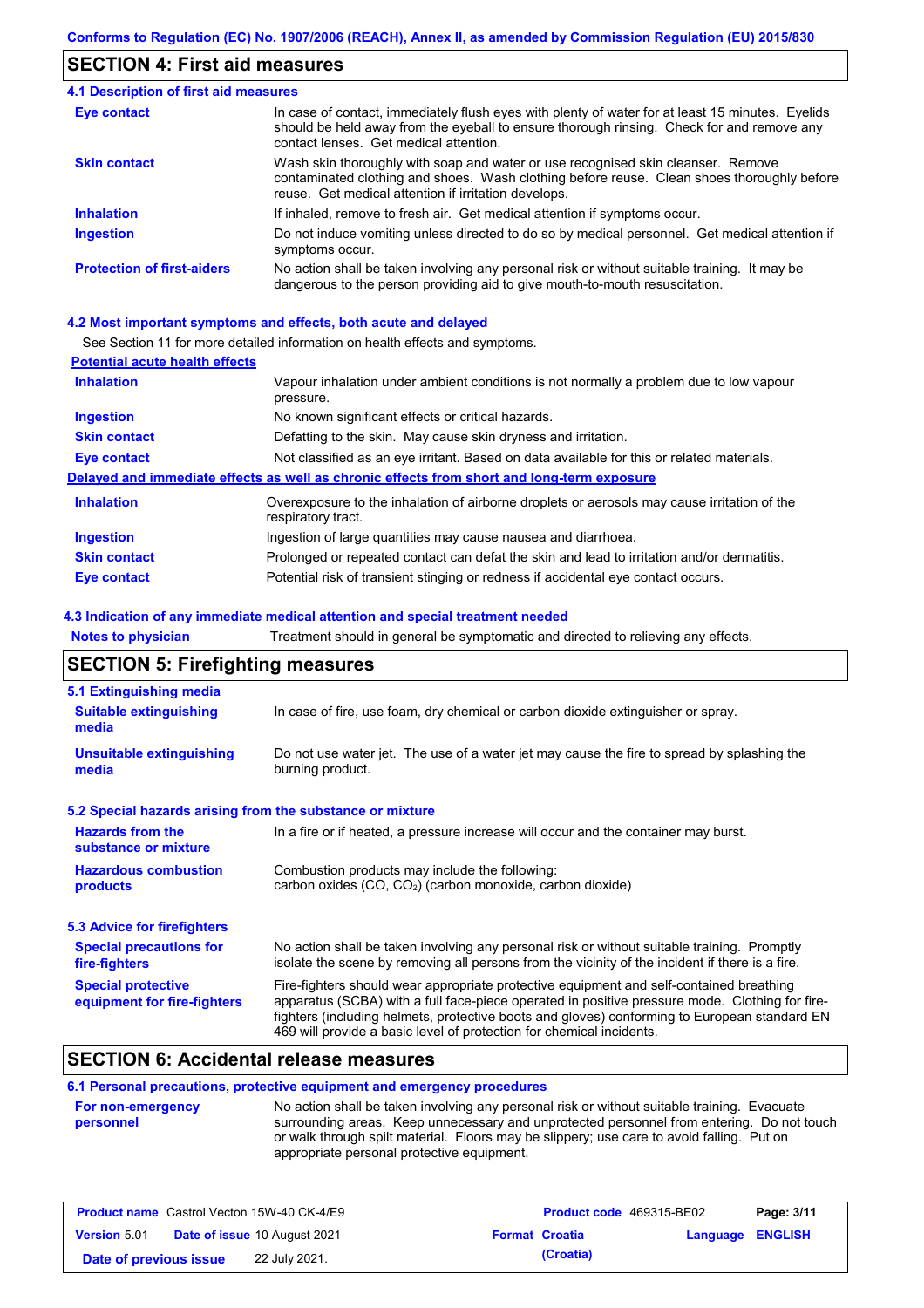## SECTION 4: First aid measures

### 4.1 Description of first aid measures

| | |
|---|---|
| **Eye contact** | In case of contact, immediately flush eyes with plenty of water for at least 15 minutes. Eyelids should be held away from the eyeball to ensure thorough rinsing. Check for and remove any contact lenses. Get medical attention. |
| **Skin contact** | Wash skin thoroughly with soap and water or use recognised skin cleanser. Remove contaminated clothing and shoes. Wash clothing before reuse. Clean shoes thoroughly before reuse. Get medical attention if irritation develops. |
| **Inhalation** | If inhaled, remove to fresh air. Get medical attention if symptoms occur. |
| **Ingestion** | Do not induce vomiting unless directed to do so by medical personnel. Get medical attention if symptoms occur. |
| **Protection of first-aiders** | No action shall be taken involving any personal risk or without suitable training. It may be dangerous to the person providing aid to give mouth-to-mouth resuscitation. |

### 4.2 Most important symptoms and effects, both acute and delayed

See Section 11 for more detailed information on health effects and symptoms.

**Potential acute health effects**

| | |
|---|---|
| **Inhalation** | Vapour inhalation under ambient conditions is not normally a problem due to low vapour pressure. |
| **Ingestion** | No known significant effects or critical hazards. |
| **Skin contact** | Defatting to the skin. May cause skin dryness and irritation. |
| **Eye contact** | Not classified as an eye irritant. Based on data available for this or related materials. |

**Delayed and immediate effects as well as chronic effects from short and long-term exposure**

| | |
|---|---|
| **Inhalation** | Overexposure to the inhalation of airborne droplets or aerosols may cause irritation of the respiratory tract. |
| **Ingestion** | Ingestion of large quantities may cause nausea and diarrhoea. |
| **Skin contact** | Prolonged or repeated contact can defat the skin and lead to irritation and/or dermatitis. |
| **Eye contact** | Potential risk of transient stinging or redness if accidental eye contact occurs. |

### 4.3 Indication of any immediate medical attention and special treatment needed

| | |
|---|---|
| **Notes to physician** | Treatment should in general be symptomatic and directed to relieving any effects. |

## SECTION 5: Firefighting measures

### 5.1 Extinguishing media

| | |
|---|---|
| **Suitable extinguishing media** | In case of fire, use foam, dry chemical or carbon dioxide extinguisher or spray. |
| **Unsuitable extinguishing media** | Do not use water jet. The use of a water jet may cause the fire to spread by splashing the burning product. |

### 5.2 Special hazards arising from the substance or mixture

| | |
|---|---|
| **Hazards from the substance or mixture** | In a fire or if heated, a pressure increase will occur and the container may burst. |
| **Hazardous combustion products** | Combustion products may include the following: carbon oxides (CO, $CO_2$) (carbon monoxide, carbon dioxide) |

### 5.3 Advice for firefighters

| | |
|---|---|
| **Special precautions for fire-fighters** | No action shall be taken involving any personal risk or without suitable training. Promptly isolate the scene by removing all persons from the vicinity of the incident if there is a fire. |
| **Special protective equipment for fire-fighters** | Fire-fighters should wear appropriate protective equipment and self-contained breathing apparatus (SCBA) with a full face-piece operated in positive pressure mode. Clothing for fire-fighters (including helmets, protective boots and gloves) conforming to European standard EN 469 will provide a basic level of protection for chemical incidents. |

## SECTION 6: Accidental release measures

### 6.1 Personal precautions, protective equipment and emergency procedures

| | |
|---|---|
| **For non-emergency personnel** | No action shall be taken involving any personal risk or without suitable training. Evacuate surrounding areas. Keep unnecessary and unprotected personnel from entering. Do not touch or walk through spilt material. Floors may be slippery; use care to avoid falling. Put on appropriate personal protective equipment. |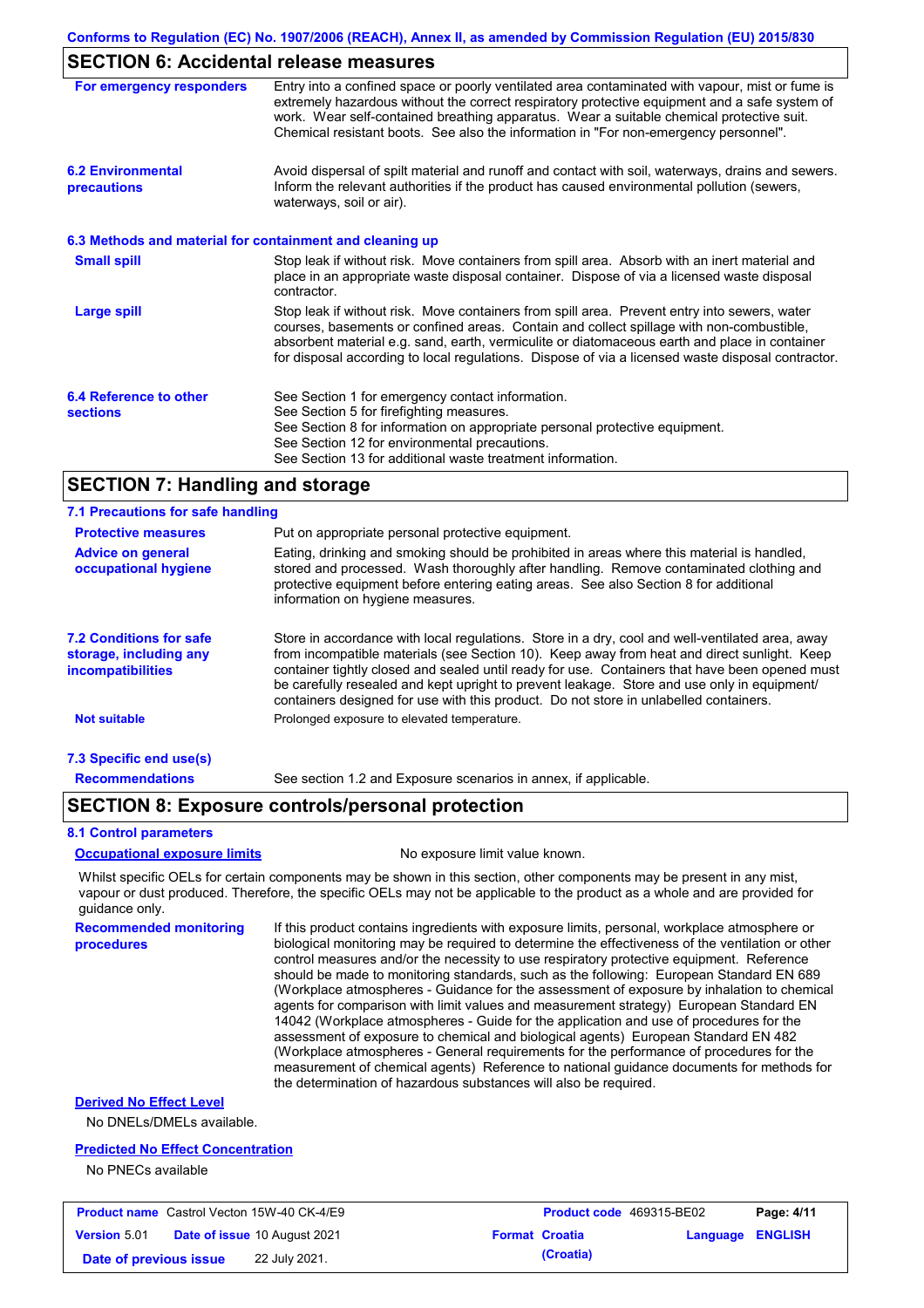## SECTION 6: Accidental release measures

**For emergency responders**

Entry into a confined space or poorly ventilated area contaminated with vapour, mist or fume is extremely hazardous without the correct respiratory protective equipment and a safe system of work. Wear self-contained breathing apparatus. Wear a suitable chemical protective suit. Chemical resistant boots. See also the information in "For non-emergency personnel".

**6.2 Environmental precautions**

Avoid dispersal of spilt material and runoff and contact with soil, waterways, drains and sewers. Inform the relevant authorities if the product has caused environmental pollution (sewers, waterways, soil or air).

### 6.3 Methods and material for containment and cleaning up

**Small spill**

Stop leak if without risk. Move containers from spill area. Absorb with an inert material and place in an appropriate waste disposal container. Dispose of via a licensed waste disposal contractor.

**Large spill**

Stop leak if without risk. Move containers from spill area. Prevent entry into sewers, water courses, basements or confined areas. Contain and collect spillage with non-combustible, absorbent material e.g. sand, earth, vermiculite or diatomaceous earth and place in container for disposal according to local regulations. Dispose of via a licensed waste disposal contractor.

**6.4 Reference to other sections**

See Section 1 for emergency contact information.
See Section 5 for firefighting measures.
See Section 8 for information on appropriate personal protective equipment.
See Section 12 for environmental precautions.
See Section 13 for additional waste treatment information.

## SECTION 7: Handling and storage

### 7.1 Precautions for safe handling

**Protective measures**

Put on appropriate personal protective equipment.

**Advice on general occupational hygiene**

Eating, drinking and smoking should be prohibited in areas where this material is handled, stored and processed. Wash thoroughly after handling. Remove contaminated clothing and protective equipment before entering eating areas. See also Section 8 for additional information on hygiene measures.

**7.2 Conditions for safe storage, including any incompatibilities**

Store in accordance with local regulations. Store in a dry, cool and well-ventilated area, away from incompatible materials (see Section 10). Keep away from heat and direct sunlight. Keep container tightly closed and sealed until ready for use. Containers that have been opened must be carefully resealed and kept upright to prevent leakage. Store and use only in equipment/ containers designed for use with this product. Do not store in unlabelled containers.

**Not suitable**

Prolonged exposure to elevated temperature.

### 7.3 Specific end use(s)

**Recommendations**

See section 1.2 and Exposure scenarios in annex, if applicable.

## SECTION 8: Exposure controls/personal protection

### 8.1 Control parameters

**Occupational exposure limits**

No exposure limit value known.

Whilst specific OELs for certain components may be shown in this section, other components may be present in any mist, vapour or dust produced. Therefore, the specific OELs may not be applicable to the product as a whole and are provided for guidance only.

**Recommended monitoring procedures**

If this product contains ingredients with exposure limits, personal, workplace atmosphere or biological monitoring may be required to determine the effectiveness of the ventilation or other control measures and/or the necessity to use respiratory protective equipment. Reference should be made to monitoring standards, such as the following: European Standard EN 689 (Workplace atmospheres - Guidance for the assessment of exposure by inhalation to chemical agents for comparison with limit values and measurement strategy) European Standard EN 14042 (Workplace atmospheres - Guide for the application and use of procedures for the assessment of exposure to chemical and biological agents) European Standard EN 482 (Workplace atmospheres - General requirements for the performance of procedures for the measurement of chemical agents) Reference to national guidance documents for methods for the determination of hazardous substances will also be required.

**Derived No Effect Level**

No DNELs/DMELs available.

**Predicted No Effect Concentration**

No PNECs available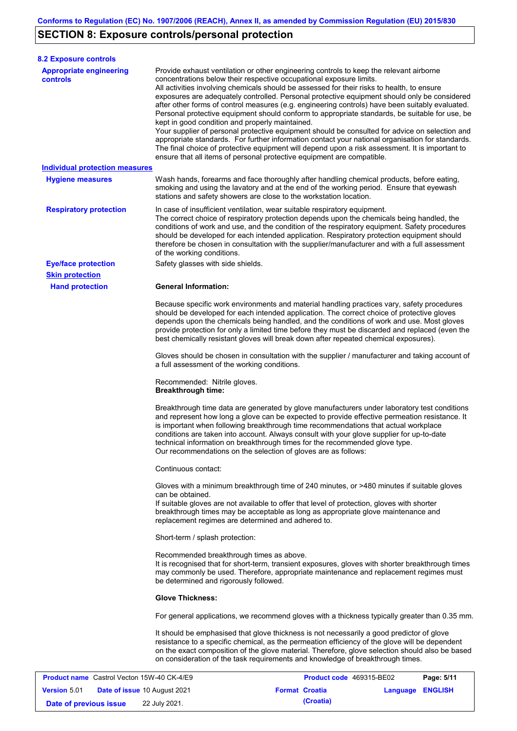## SECTION 8: Exposure controls/personal protection

### 8.2 Exposure controls

**Appropriate engineering controls**

Provide exhaust ventilation or other engineering controls to keep the relevant airborne concentrations below their respective occupational exposure limits.
All activities involving chemicals should be assessed for their risks to health, to ensure exposures are adequately controlled. Personal protective equipment should only be considered after other forms of control measures (e.g. engineering controls) have been suitably evaluated. Personal protective equipment should conform to appropriate standards, be suitable for use, be kept in good condition and properly maintained.
Your supplier of personal protective equipment should be consulted for advice on selection and appropriate standards. For further information contact your national organisation for standards. The final choice of protective equipment will depend upon a risk assessment. It is important to ensure that all items of personal protective equipment are compatible.

**Individual protection measures**

**Hygiene measures**

Wash hands, forearms and face thoroughly after handling chemical products, before eating, smoking and using the lavatory and at the end of the working period. Ensure that eyewash stations and safety showers are close to the workstation location.

**Respiratory protection**

In case of insufficient ventilation, wear suitable respiratory equipment.
The correct choice of respiratory protection depends upon the chemicals being handled, the conditions of work and use, and the condition of the respiratory equipment. Safety procedures should be developed for each intended application. Respiratory protection equipment should therefore be chosen in consultation with the supplier/manufacturer and with a full assessment of the working conditions.

**Eye/face protection**

Safety glasses with side shields.

**Skin protection**

**Hand protection**

**General Information:**

Because specific work environments and material handling practices vary, safety procedures should be developed for each intended application. The correct choice of protective gloves depends upon the chemicals being handled, and the conditions of work and use. Most gloves provide protection for only a limited time before they must be discarded and replaced (even the best chemically resistant gloves will break down after repeated chemical exposures).

Gloves should be chosen in consultation with the supplier / manufacturer and taking account of a full assessment of the working conditions.

Recommended: Nitrile gloves.
**Breakthrough time:**

Breakthrough time data are generated by glove manufacturers under laboratory test conditions and represent how long a glove can be expected to provide effective permeation resistance. It is important when following breakthrough time recommendations that actual workplace conditions are taken into account. Always consult with your glove supplier for up-to-date technical information on breakthrough times for the recommended glove type.
Our recommendations on the selection of gloves are as follows:

Continuous contact:

Gloves with a minimum breakthrough time of 240 minutes, or >480 minutes if suitable gloves can be obtained.
If suitable gloves are not available to offer that level of protection, gloves with shorter breakthrough times may be acceptable as long as appropriate glove maintenance and replacement regimes are determined and adhered to.

Short-term / splash protection:

Recommended breakthrough times as above.
It is recognised that for short-term, transient exposures, gloves with shorter breakthrough times may commonly be used. Therefore, appropriate maintenance and replacement regimes must be determined and rigorously followed.

**Glove Thickness:**

For general applications, we recommend gloves with a thickness typically greater than 0.35 mm.

It should be emphasised that glove thickness is not necessarily a good predictor of glove resistance to a specific chemical, as the permeation efficiency of the glove will be dependent on the exact composition of the glove material. Therefore, glove selection should also be based on consideration of the task requirements and knowledge of breakthrough times.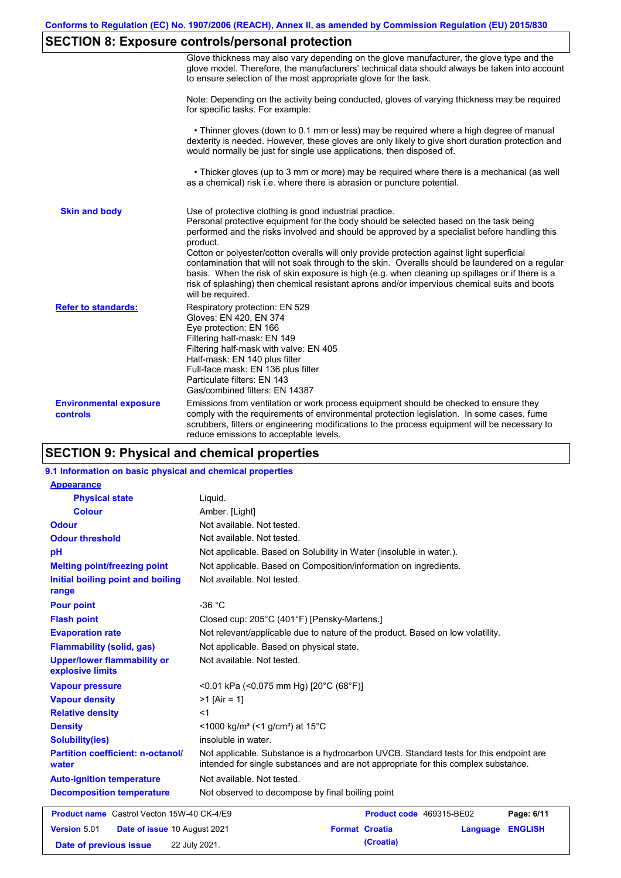## SECTION 8: Exposure controls/personal protection

Glove thickness may also vary depending on the glove manufacturer, the glove type and the glove model. Therefore, the manufacturers' technical data should always be taken into account to ensure selection of the most appropriate glove for the task.

Note: Depending on the activity being conducted, gloves of varying thickness may be required for specific tasks. For example:

• Thinner gloves (down to 0.1 mm or less) may be required where a high degree of manual dexterity is needed. However, these gloves are only likely to give short duration protection and would normally be just for single use applications, then disposed of.

• Thicker gloves (up to 3 mm or more) may be required where there is a mechanical (as well as a chemical) risk i.e. where there is abrasion or puncture potential.

**Skin and body**

Use of protective clothing is good industrial practice.
Personal protective equipment for the body should be selected based on the task being performed and the risks involved and should be approved by a specialist before handling this product.
Cotton or polyester/cotton overalls will only provide protection against light superficial contamination that will not soak through to the skin. Overalls should be laundered on a regular basis. When the risk of skin exposure is high (e.g. when cleaning up spillages or if there is a risk of splashing) then chemical resistant aprons and/or impervious chemical suits and boots will be required.

**Refer to standards:**

Respiratory protection: EN 529
Gloves: EN 420, EN 374
Eye protection: EN 166
Filtering half-mask: EN 149
Filtering half-mask with valve: EN 405
Half-mask: EN 140 plus filter
Full-face mask: EN 136 plus filter
Particulate filters: EN 143
Gas/combined filters: EN 14387

**Environmental exposure controls**

Emissions from ventilation or work process equipment should be checked to ensure they comply with the requirements of environmental protection legislation. In some cases, fume scrubbers, filters or engineering modifications to the process equipment will be necessary to reduce emissions to acceptable levels.

## SECTION 9: Physical and chemical properties

### 9.1 Information on basic physical and chemical properties

**Appearance**

| Property | Value |
|---|---|
| Physical state | Liquid. |
| Colour | Amber. [Light] |
| Odour | Not available. Not tested. |
| Odour threshold | Not available. Not tested. |
| pH | Not applicable. Based on Solubility in Water (insoluble in water.). |
| Melting point/freezing point | Not applicable. Based on Composition/information on ingredients. |
| Initial boiling point and boiling range | Not available. Not tested. |
| Pour point | -36 °C |
| Flash point | Closed cup: 205°C (401°F) [Pensky-Martens.] |
| Evaporation rate | Not relevant/applicable due to nature of the product. Based on low volatility. |
| Flammability (solid, gas) | Not applicable. Based on physical state. |
| Upper/lower flammability or explosive limits | Not available. Not tested. |
| Vapour pressure | <0.01 kPa (<0.075 mm Hg) [20°C (68°F)] |
| Vapour density | >1 [Air = 1] |
| Relative density | <1 |
| Density | <1000 kg/m³ (<1 g/cm³) at 15°C |
| Solubility(ies) | insoluble in water. |
| Partition coefficient: n-octanol/water | Not applicable. Substance is a hydrocarbon UVCB. Standard tests for this endpoint are intended for single substances and are not appropriate for this complex substance. |
| Auto-ignition temperature | Not available. Not tested. |
| Decomposition temperature | Not observed to decompose by final boiling point |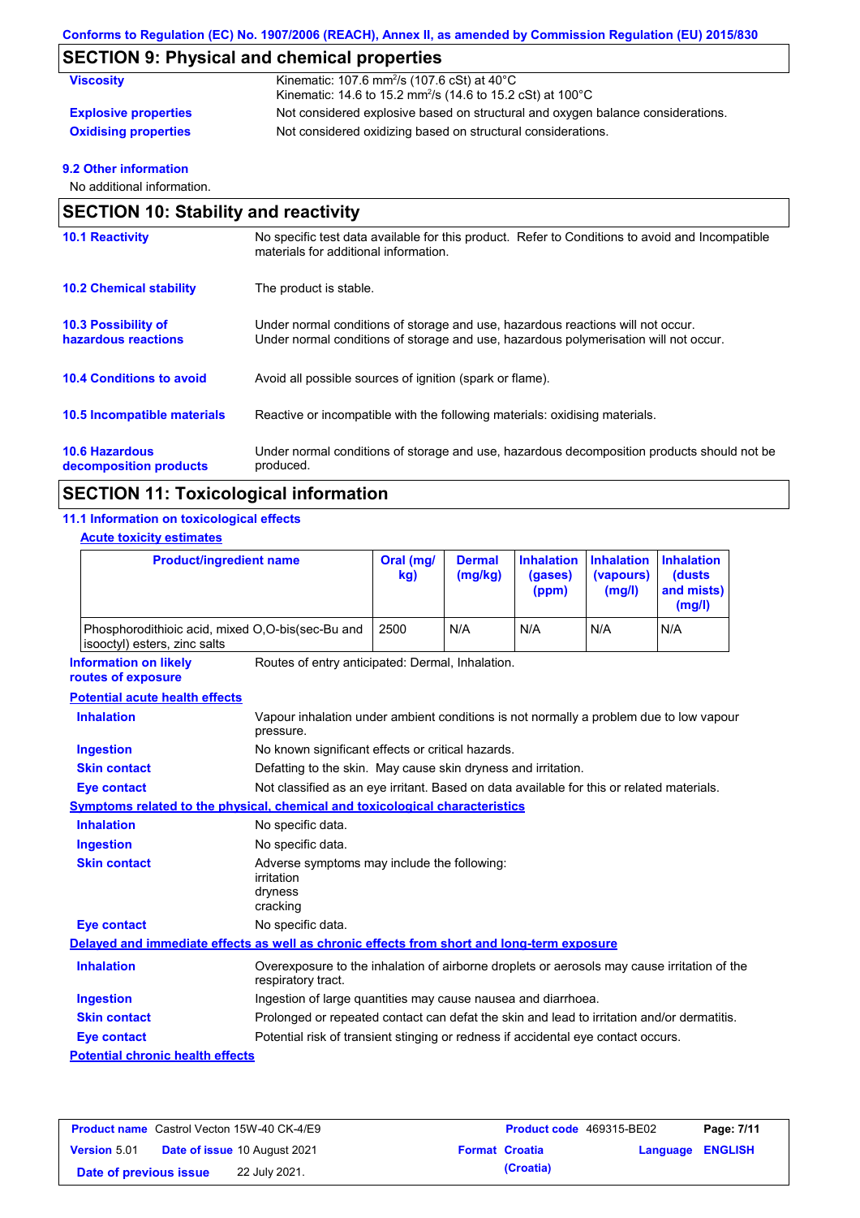## SECTION 9: Physical and chemical properties

| | |
|---|---|
| **Viscosity** | Kinematic: 107.6 $mm^2/s$ (107.6 cSt) at 40°C<br>Kinematic: 14.6 to 15.2 $mm^2/s$ (14.6 to 15.2 cSt) at 100°C |
| **Explosive properties** | Not considered explosive based on structural and oxygen balance considerations. |
| **Oxidising properties** | Not considered oxidizing based on structural considerations. |

### 9.2 Other information

No additional information.

## SECTION 10: Stability and reactivity

| | |
|---|---|
| **10.1 Reactivity** | No specific test data available for this product. Refer to Conditions to avoid and Incompatible materials for additional information. |
| **10.2 Chemical stability** | The product is stable. |
| **10.3 Possibility of hazardous reactions** | Under normal conditions of storage and use, hazardous reactions will not occur.<br>Under normal conditions of storage and use, hazardous polymerisation will not occur. |
| **10.4 Conditions to avoid** | Avoid all possible sources of ignition (spark or flame). |
| **10.5 Incompatible materials** | Reactive or incompatible with the following materials: oxidising materials. |
| **10.6 Hazardous decomposition products** | Under normal conditions of storage and use, hazardous decomposition products should not be produced. |

## SECTION 11: Toxicological information

### 11.1 Information on toxicological effects

**Acute toxicity estimates**

| Product/ingredient name | Oral (mg/kg) | Dermal (mg/kg) | Inhalation (gases) (ppm) | Inhalation (vapours) (mg/l) | Inhalation (dusts and mists) (mg/l) |
|---|---|---|---|---|---|
| Phosphorodithioic acid, mixed O,O-bis(sec-Bu and isooctyl) esters, zinc salts | 2500 | N/A | N/A | N/A | N/A |

**Information on likely routes of exposure**: Routes of entry anticipated: Dermal, Inhalation.

**Potential acute health effects**

| | |
|---|---|
| **Inhalation** | Vapour inhalation under ambient conditions is not normally a problem due to low vapour pressure. |
| **Ingestion** | No known significant effects or critical hazards. |
| **Skin contact** | Defatting to the skin. May cause skin dryness and irritation. |
| **Eye contact** | Not classified as an eye irritant. Based on data available for this or related materials. |

**Symptoms related to the physical, chemical and toxicological characteristics**

| | |
|---|---|
| **Inhalation** | No specific data. |
| **Ingestion** | No specific data. |
| **Skin contact** | Adverse symptoms may include the following:<br>irritation<br>dryness<br>cracking |
| **Eye contact** | No specific data. |

**Delayed and immediate effects as well as chronic effects from short and long-term exposure**

| | |
|---|---|
| **Inhalation** | Overexposure to the inhalation of airborne droplets or aerosols may cause irritation of the respiratory tract. |
| **Ingestion** | Ingestion of large quantities may cause nausea and diarrhoea. |
| **Skin contact** | Prolonged or repeated contact can defat the skin and lead to irritation and/or dermatitis. |
| **Eye contact** | Potential risk of transient stinging or redness if accidental eye contact occurs. |

**Potential chronic health effects**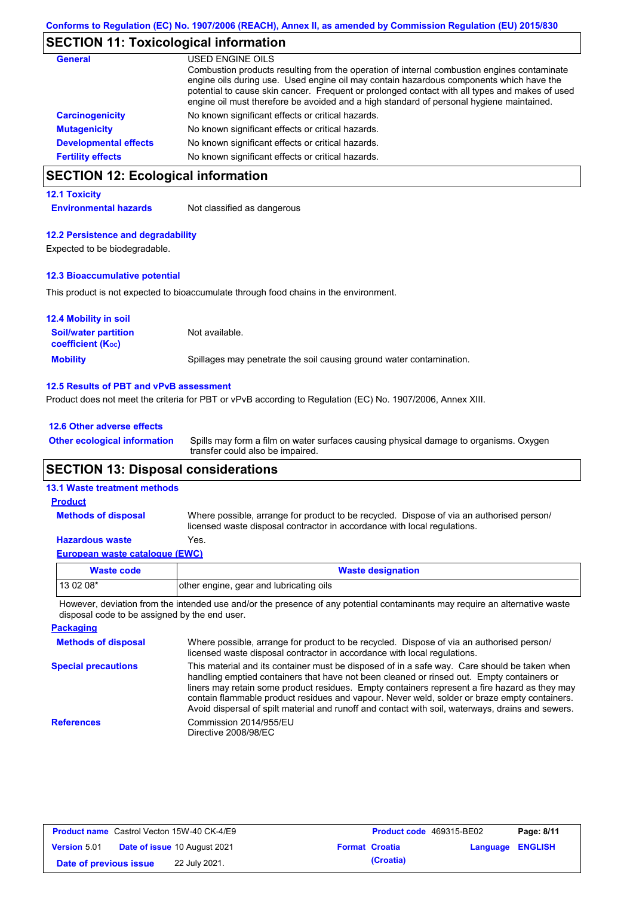## SECTION 11: Toxicological information

**General**

USED ENGINE OILS
Combustion products resulting from the operation of internal combustion engines contaminate engine oils during use. Used engine oil may contain hazardous components which have the potential to cause skin cancer. Frequent or prolonged contact with all types and makes of used engine oil must therefore be avoided and a high standard of personal hygiene maintained.

**Carcinogenicity** No known significant effects or critical hazards.

**Mutagenicity** No known significant effects or critical hazards.

**Developmental effects** No known significant effects or critical hazards.

**Fertility effects** No known significant effects or critical hazards.

## SECTION 12: Ecological information

### 12.1 Toxicity

**Environmental hazards** Not classified as dangerous

### 12.2 Persistence and degradability

Expected to be biodegradable.

### 12.3 Bioaccumulative potential

This product is not expected to bioaccumulate through food chains in the environment.

### 12.4 Mobility in soil

**Soil/water partition coefficient ($K_{OC}$)** Not available.

**Mobility** Spillages may penetrate the soil causing ground water contamination.

### 12.5 Results of PBT and vPvB assessment

Product does not meet the criteria for PBT or vPvB according to Regulation (EC) No. 1907/2006, Annex XIII.

### 12.6 Other adverse effects

**Other ecological information** Spills may form a film on water surfaces causing physical damage to organisms. Oxygen transfer could also be impaired.

## SECTION 13: Disposal considerations

### 13.1 Waste treatment methods

**Product**

**Methods of disposal** Where possible, arrange for product to be recycled. Dispose of via an authorised person/ licensed waste disposal contractor in accordance with local regulations.

**Hazardous waste** Yes.

**European waste catalogue (EWC)**

| Waste code | Waste designation |
|---|---|
| 13 02 08* | other engine, gear and lubricating oils |

However, deviation from the intended use and/or the presence of any potential contaminants may require an alternative waste disposal code to be assigned by the end user.

**Packaging**

**Methods of disposal** Where possible, arrange for product to be recycled. Dispose of via an authorised person/ licensed waste disposal contractor in accordance with local regulations.

**Special precautions** This material and its container must be disposed of in a safe way. Care should be taken when handling emptied containers that have not been cleaned or rinsed out. Empty containers or liners may retain some product residues. Empty containers represent a fire hazard as they may contain flammable product residues and vapour. Never weld, solder or braze empty containers. Avoid dispersal of spilt material and runoff and contact with soil, waterways, drains and sewers.

**References** Commission 2014/955/EU
Directive 2008/98/EC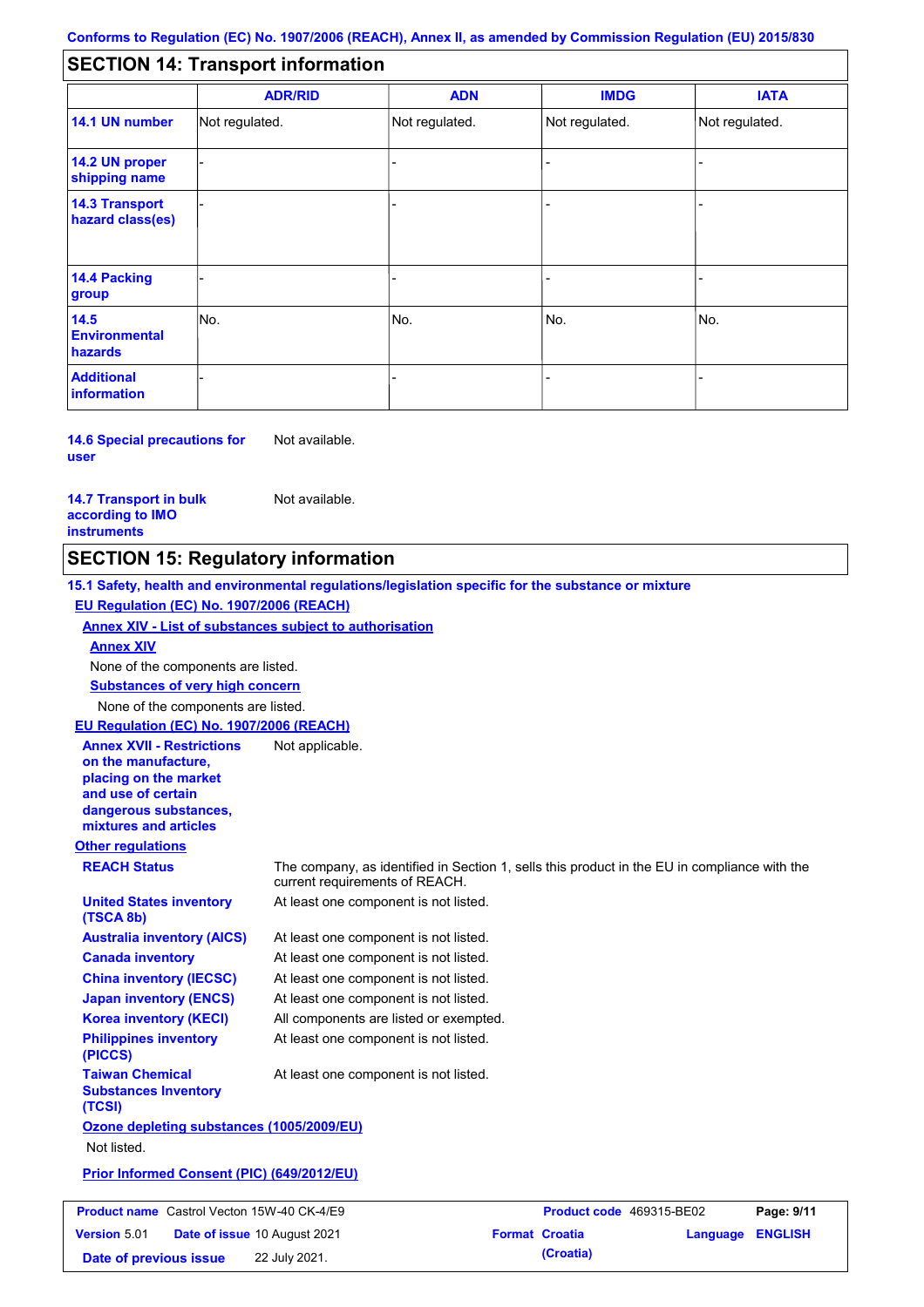## SECTION 14: Transport information

| | ADR/RID | ADN | IMDG | IATA |
|---|---|---|---|---|
| **14.1 UN number** | Not regulated. | Not regulated. | Not regulated. | Not regulated. |
| **14.2 UN proper shipping name** | - | - | - | - |
| **14.3 Transport hazard class(es)** | - | - | - | - |
| **14.4 Packing group** | - | - | - | - |
| **14.5 Environmental hazards** | No. | No. | No. | No. |
| **Additional information** | - | - | - | - |

**14.6 Special precautions for user** Not available.

**14.7 Transport in bulk according to IMO instruments** Not available.

## SECTION 15: Regulatory information

**15.1 Safety, health and environmental regulations/legislation specific for the substance or mixture**

**EU Regulation (EC) No. 1907/2006 (REACH)**

**Annex XIV - List of substances subject to authorisation**

**Annex XIV**

None of the components are listed.

**Substances of very high concern**

None of the components are listed.

**EU Regulation (EC) No. 1907/2006 (REACH)**

**Annex XVII - Restrictions on the manufacture, placing on the market and use of certain dangerous substances, mixtures and articles** Not applicable.

**Other regulations**

**REACH Status** The company, as identified in Section 1, sells this product in the EU in compliance with the current requirements of REACH.

**United States inventory (TSCA 8b)** At least one component is not listed.

**Australia inventory (AICS)** At least one component is not listed.

**Canada inventory** At least one component is not listed.

**China inventory (IECSC)** At least one component is not listed.

**Japan inventory (ENCS)** At least one component is not listed.

**Korea inventory (KECI)** All components are listed or exempted.

**Philippines inventory (PICCS)** At least one component is not listed.

**Taiwan Chemical Substances Inventory (TCSI)** At least one component is not listed.

**Ozone depleting substances (1005/2009/EU)**

Not listed.

**Prior Informed Consent (PIC) (649/2012/EU)**

| **Product name** Castrol Vecton 15W-40 CK-4/E9 | **Product code** 469315-BE02 | **Page:** 9/11 |
|---|---|---|
| **Version** 5.01 **Date of issue** 10 August 2021 | **Format** Croatia (Croatia) | **Language** ENGLISH |
| **Date of previous issue** 22 July 2021. | | |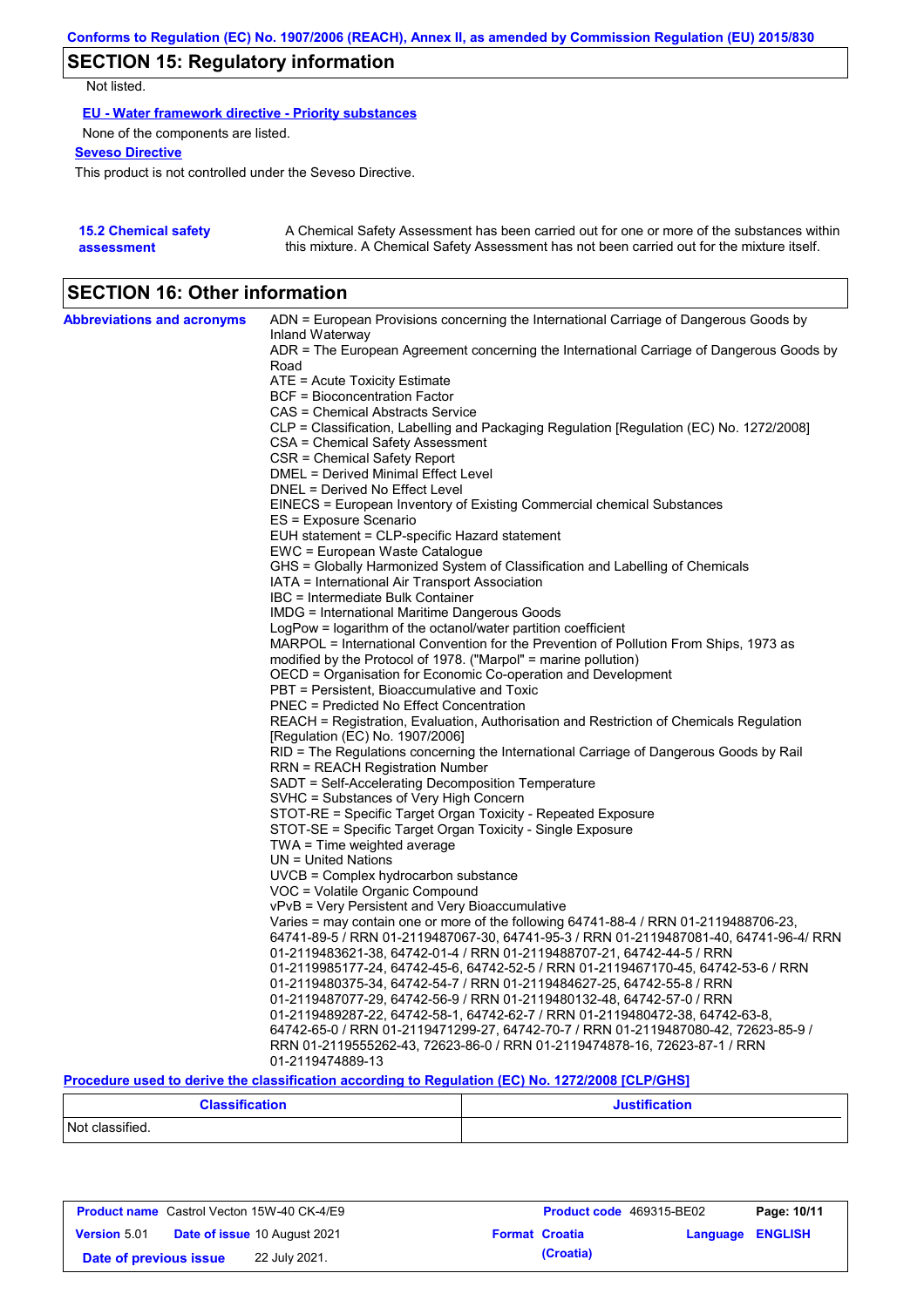## SECTION 15: Regulatory information

Not listed.

**EU - Water framework directive - Priority substances**

None of the components are listed.

**Seveso Directive**

This product is not controlled under the Seveso Directive.

**15.2 Chemical safety assessment**

A Chemical Safety Assessment has been carried out for one or more of the substances within this mixture. A Chemical Safety Assessment has not been carried out for the mixture itself.

## SECTION 16: Other information

**Abbreviations and acronyms**

ADN = European Provisions concerning the International Carriage of Dangerous Goods by Inland Waterway
ADR = The European Agreement concerning the International Carriage of Dangerous Goods by Road
ATE = Acute Toxicity Estimate
BCF = Bioconcentration Factor
CAS = Chemical Abstracts Service
CLP = Classification, Labelling and Packaging Regulation [Regulation (EC) No. 1272/2008]
CSA = Chemical Safety Assessment
CSR = Chemical Safety Report
DMEL = Derived Minimal Effect Level
DNEL = Derived No Effect Level
EINECS = European Inventory of Existing Commercial chemical Substances
ES = Exposure Scenario
EUH statement = CLP-specific Hazard statement
EWC = European Waste Catalogue
GHS = Globally Harmonized System of Classification and Labelling of Chemicals
IATA = International Air Transport Association
IBC = Intermediate Bulk Container
IMDG = International Maritime Dangerous Goods
LogPow = logarithm of the octanol/water partition coefficient
MARPOL = International Convention for the Prevention of Pollution From Ships, 1973 as modified by the Protocol of 1978. ("Marpol" = marine pollution)
OECD = Organisation for Economic Co-operation and Development
PBT = Persistent, Bioaccumulative and Toxic
PNEC = Predicted No Effect Concentration
REACH = Registration, Evaluation, Authorisation and Restriction of Chemicals Regulation [Regulation (EC) No. 1907/2006]
RID = The Regulations concerning the International Carriage of Dangerous Goods by Rail
RRN = REACH Registration Number
SADT = Self-Accelerating Decomposition Temperature
SVHC = Substances of Very High Concern
STOT-RE = Specific Target Organ Toxicity - Repeated Exposure
STOT-SE = Specific Target Organ Toxicity - Single Exposure
TWA = Time weighted average
UN = United Nations
UVCB = Complex hydrocarbon substance
VOC = Volatile Organic Compound
vPvB = Very Persistent and Very Bioaccumulative
Varies = may contain one or more of the following 64741-88-4 / RRN 01-2119488706-23, 64741-89-5 / RRN 01-2119487067-30, 64741-95-3 / RRN 01-2119487081-40, 64741-96-4/ RRN 01-2119483621-38, 64742-01-4 / RRN 01-2119488707-21, 64742-44-5 / RRN 01-2119985177-24, 64742-45-6, 64742-52-5 / RRN 01-2119467170-45, 64742-53-6 / RRN 01-2119480375-34, 64742-54-7 / RRN 01-2119484627-25, 64742-55-8 / RRN 01-2119487077-29, 64742-56-9 / RRN 01-2119480132-48, 64742-57-0 / RRN 01-2119489287-22, 64742-58-1, 64742-62-7 / RRN 01-2119480472-38, 64742-63-8, 64742-65-0 / RRN 01-2119471299-27, 64742-70-7 / RRN 01-2119487080-42, 72623-85-9 / RRN 01-2119555262-43, 72623-86-0 / RRN 01-2119474878-16, 72623-87-1 / RRN 01-2119474889-13

**Procedure used to derive the classification according to Regulation (EC) No. 1272/2008 [CLP/GHS]**

| Classification | Justification |
|---|---|
| Not classified. | |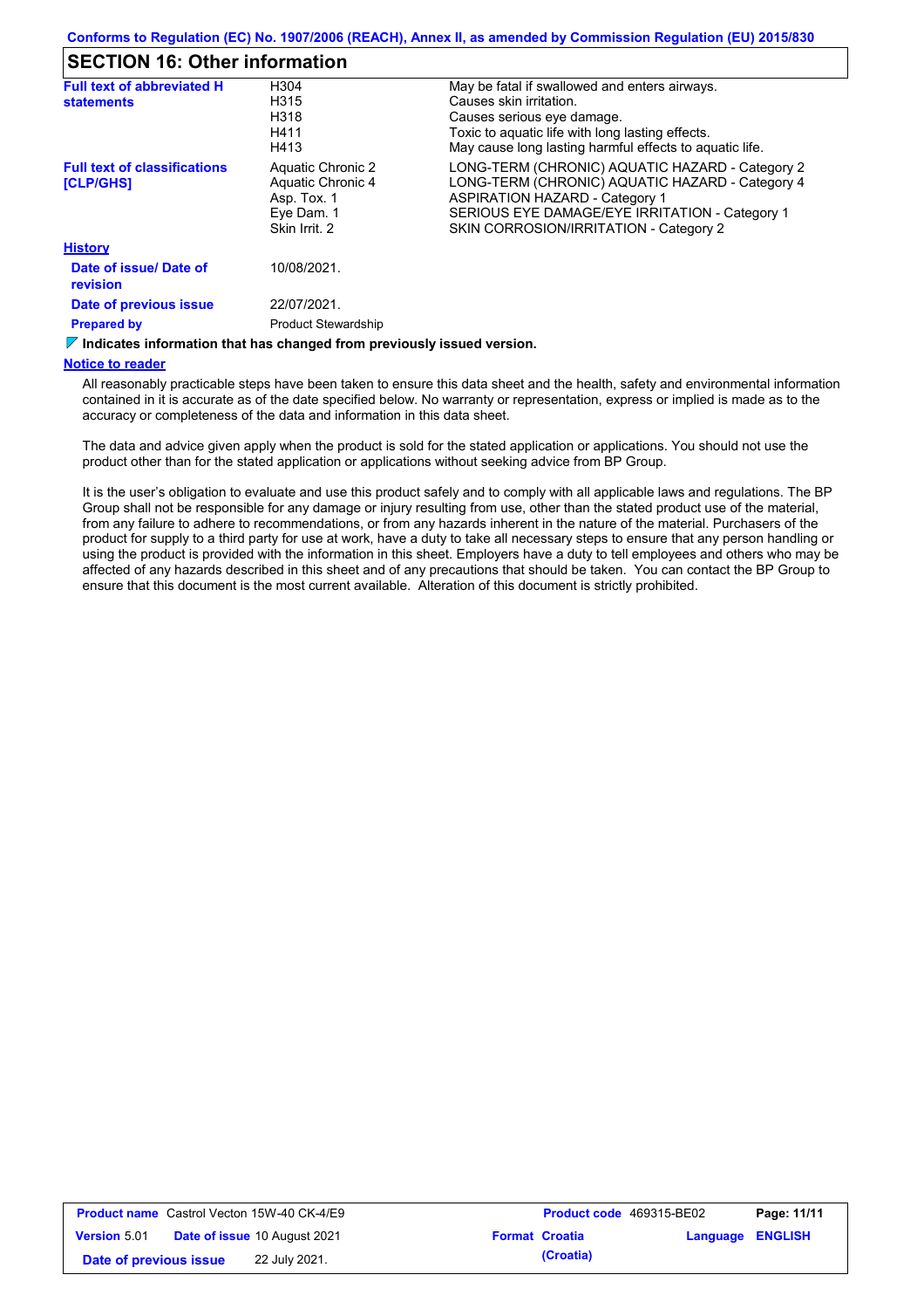## SECTION 16: Other information

| | | |
|---|---|---|
| **Full text of abbreviated H statements** | H304 | May be fatal if swallowed and enters airways. |
| | H315 | Causes skin irritation. |
| | H318 | Causes serious eye damage. |
| | H411 | Toxic to aquatic life with long lasting effects. |
| | H413 | May cause long lasting harmful effects to aquatic life. |
| **Full text of classifications [CLP/GHS]** | Aquatic Chronic 2 | LONG-TERM (CHRONIC) AQUATIC HAZARD - Category 2 |
| | Aquatic Chronic 4 | LONG-TERM (CHRONIC) AQUATIC HAZARD - Category 4 |
| | Asp. Tox. 1 | ASPIRATION HAZARD - Category 1 |
| | Eye Dam. 1 | SERIOUS EYE DAMAGE/EYE IRRITATION - Category 1 |
| | Skin Irrit. 2 | SKIN CORROSION/IRRITATION - Category 2 |

**History**

| | |
|---|---|
| **Date of issue/ Date of revision** | 10/08/2021. |
| **Date of previous issue** | 22/07/2021. |
| **Prepared by** | Product Stewardship |

**Indicates information that has changed from previously issued version.**

**Notice to reader**

All reasonably practicable steps have been taken to ensure this data sheet and the health, safety and environmental information contained in it is accurate as of the date specified below. No warranty or representation, express or implied is made as to the accuracy or completeness of the data and information in this data sheet.

The data and advice given apply when the product is sold for the stated application or applications. You should not use the product other than for the stated application or applications without seeking advice from BP Group.

It is the user's obligation to evaluate and use this product safely and to comply with all applicable laws and regulations. The BP Group shall not be responsible for any damage or injury resulting from use, other than the stated product use of the material, from any failure to adhere to recommendations, or from any hazards inherent in the nature of the material. Purchasers of the product for supply to a third party for use at work, have a duty to take all necessary steps to ensure that any person handling or using the product is provided with the information in this sheet. Employers have a duty to tell employees and others who may be affected of any hazards described in this sheet and of any precautions that should be taken. You can contact the BP Group to ensure that this document is the most current available. Alteration of this document is strictly prohibited.